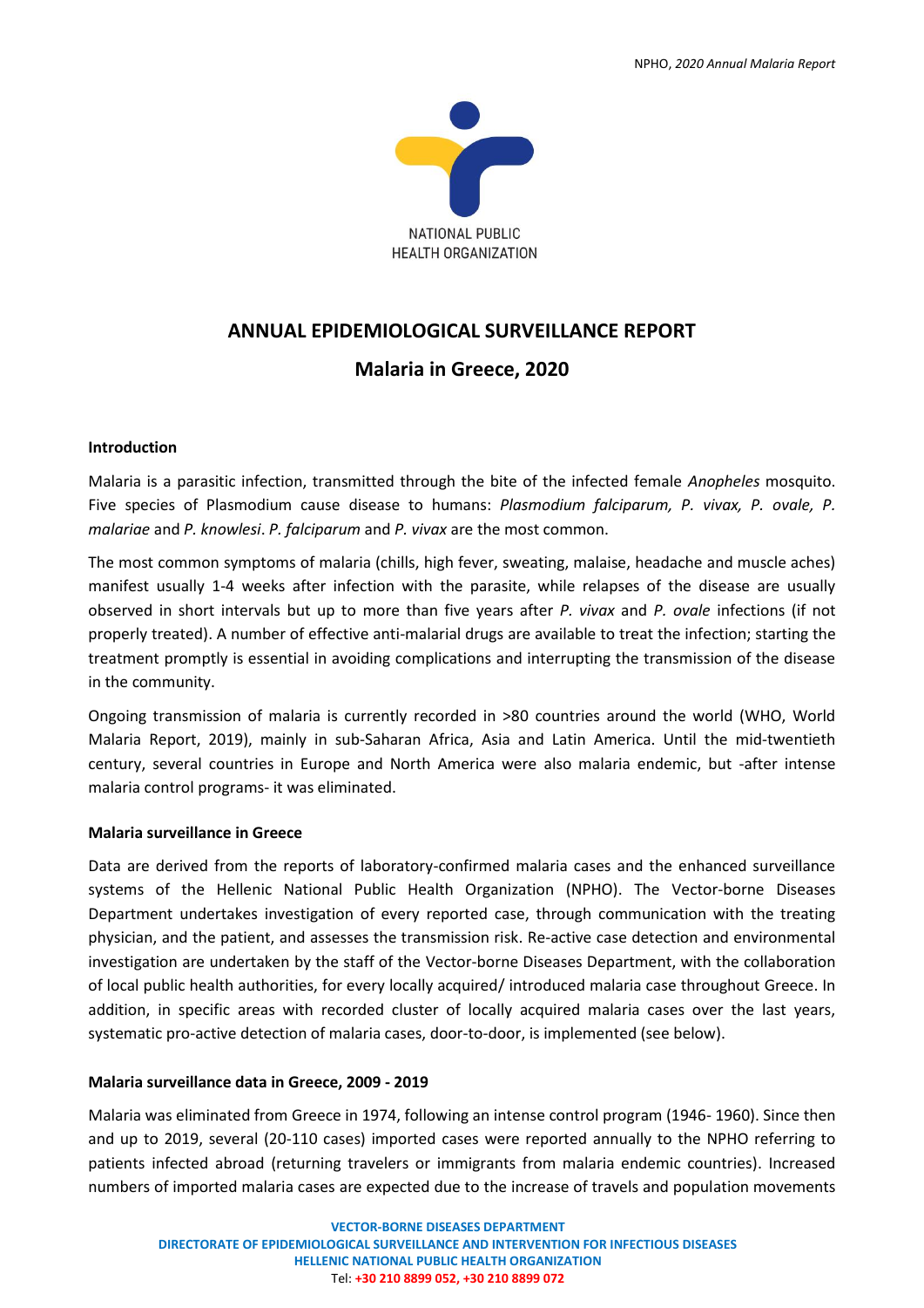NATIONAL PUBLIC HEALTH ORGANIZATION

# ANNUAL EPIDEMIOLOGICAL SURVEILLANCE REPORT

## Malaria in Greece, 2020

### Introduction

Malaria is a parasitic infection, transmitted through the bite of the infected female *Anopheles* mosquito. Five species of Plasmodium cause disease to humans: *Plasmodium falciparum, P. vivax, P. ovale, P. malariae* and *P. knowlesi*. *P. falciparum* and *P. vivax* are the most common.

The most common symptoms of malaria (chills, high fever, sweating, malaise, headache and muscle aches) manifest usually 1-4 weeks after infection with the parasite, while relapses of the disease are usually observed in short intervals but up to more than five years after *P. vivax* and *P. ovale* infections (if not properly treated). A number of effective anti-malarial drugs are available to treat the infection; starting the treatment promptly is essential in avoiding complications and interrupting the transmission of the disease in the community.

Ongoing transmission of malaria is currently recorded in >80 countries around the world (WHO, World Malaria Report, 2019), mainly in sub-Saharan Africa, Asia and Latin America. Until the mid-twentieth century, several countries in Europe and North America were also malaria endemic, but -after intense malaria control programs- it was eliminated.

### Malaria surveillance in Greece

Data are derived from the reports of laboratory-confirmed malaria cases and the enhanced surveillance systems of the Hellenic National Public Health Organization (NPHO). The Vector-borne Diseases Department undertakes investigation of every reported case, through communication with the treating physician, and the patient, and assesses the transmission risk. Re-active case detection and environmental investigation are undertaken by the staff of the Vector-borne Diseases Department, with the collaboration of local public health authorities, for every locally acquired/ introduced malaria case throughout Greece. In addition, in specific areas with recorded cluster of locally acquired malaria cases over the last years, systematic pro-active detection of malaria cases, door-to-door, is implemented (see below).

### Malaria surveillance data in Greece, 2009 - 2019

Malaria was eliminated from Greece in 1974, following an intense control program (1946- 1960). Since then and up to 2019, several (20-110 cases) imported cases were reported annually to the NPHO referring to patients infected abroad (returning travelers or immigrants from malaria endemic countries). Increased numbers of imported malaria cases are expected due to the increase of travels and population movements

VECTOR-BORNE DISEASES DEPARTMENT
DIRECTORATE OF EPIDEMIOLOGICAL SURVEILLANCE AND INTERVENTION FOR INFECTIOUS DISEASES
HELLENIC NATIONAL PUBLIC HEALTH ORGANIZATION
Tel: +30 210 8899 052, +30 210 8899 072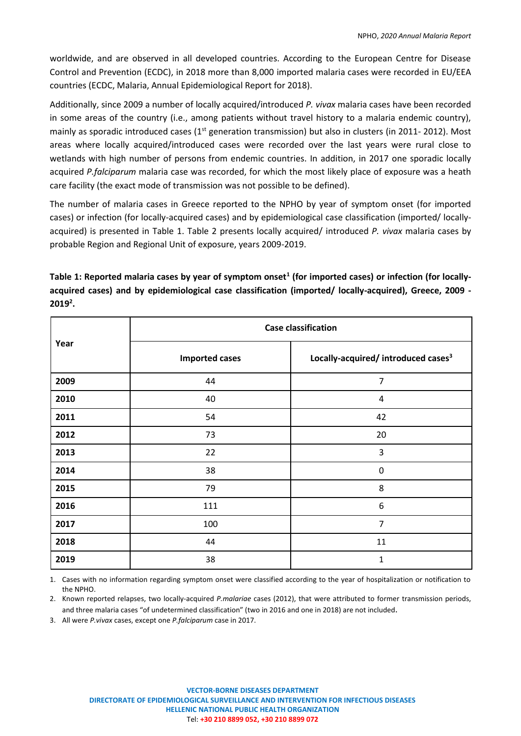worldwide, and are observed in all developed countries. According to the European Centre for Disease Control and Prevention (ECDC), in 2018 more than 8,000 imported malaria cases were recorded in EU/EEA countries (ECDC, Malaria, Annual Epidemiological Report for 2018).

Additionally, since 2009 a number of locally acquired/introduced *P. vivax* malaria cases have been recorded in some areas of the country (i.e., among patients without travel history to a malaria endemic country), mainly as sporadic introduced cases (1st generation transmission) but also in clusters (in 2011- 2012). Most areas where locally acquired/introduced cases were recorded over the last years were rural close to wetlands with high number of persons from endemic countries. In addition, in 2017 one sporadic locally acquired *P.falciparum* malaria case was recorded, for which the most likely place of exposure was a heath care facility (the exact mode of transmission was not possible to be defined).

The number of malaria cases in Greece reported to the NPHO by year of symptom onset (for imported cases) or infection (for locally-acquired cases) and by epidemiological case classification (imported/ locally-acquired) is presented in Table 1. Table 2 presents locally acquired/ introduced *P. vivax* malaria cases by probable Region and Regional Unit of exposure, years 2009-2019.

**Table 1: Reported malaria cases by year of symptom onset[1] (for imported cases) or infection (for locally-acquired cases) and by epidemiological case classification (imported/ locally-acquired), Greece, 2009 - 2019[2].**

| Year | Case classification | |
|---|---|---|
| | **Imported cases** | **Locally-acquired/ introduced cases[3]** |
| **2009** | 44 | 7 |
| **2010** | 40 | 4 |
| **2011** | 54 | 42 |
| **2012** | 73 | 20 |
| **2013** | 22 | 3 |
| **2014** | 38 | 0 |
| **2015** | 79 | 8 |
| **2016** | 111 | 6 |
| **2017** | 100 | 7 |
| **2018** | 44 | 11 |
| **2019** | 38 | 1 |

1. Cases with no information regarding symptom onset were classified according to the year of hospitalization or notification to the NPHO.
2. Known reported relapses, two locally-acquired *P.malariae* cases (2012), that were attributed to former transmission periods, and three malaria cases "of undetermined classification" (two in 2016 and one in 2018) are not included.
3. All were *P.vivax* cases, except one *P.falciparum* case in 2017.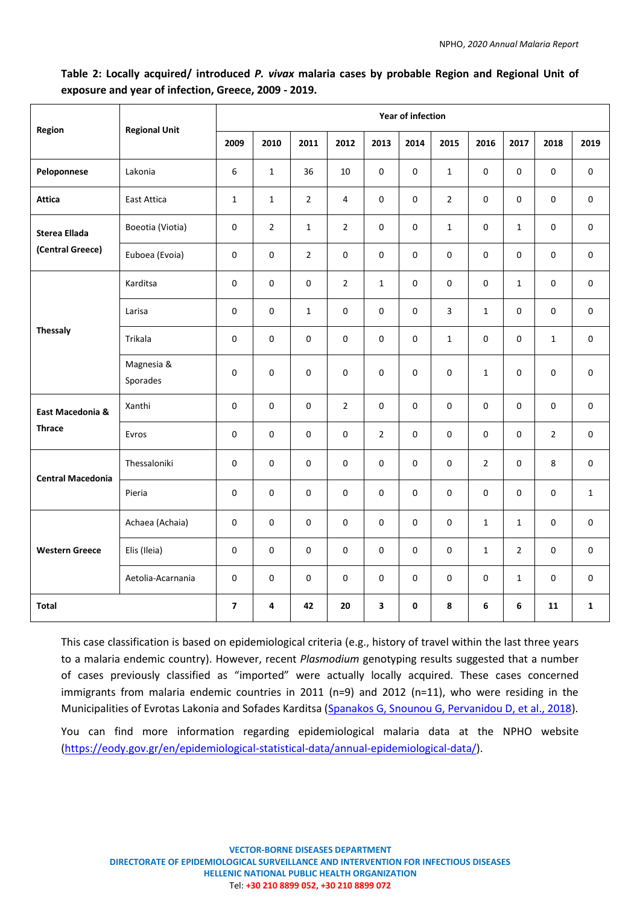**Table 2: Locally acquired/ introduced *P. vivax* malaria cases by probable Region and Regional Unit of exposure and year of infection, Greece, 2009 - 2019.**

| Region | Regional Unit | Year of infection | | | | | | | | | | |
|---|---|---|---|---|---|---|---|---|---|---|---|---|
| | | 2009 | 2010 | 2011 | 2012 | 2013 | 2014 | 2015 | 2016 | 2017 | 2018 | 2019 |
| **Peloponnese** | Lakonia | 6 | 1 | 36 | 10 | 0 | 0 | 1 | 0 | 0 | 0 | 0 |
| **Attica** | East Attica | 1 | 1 | 2 | 4 | 0 | 0 | 2 | 0 | 0 | 0 | 0 |
| **Sterea Ellada (Central Greece)** | Boeotia (Viotia) | 0 | 2 | 1 | 2 | 0 | 0 | 1 | 0 | 1 | 0 | 0 |
| | Euboea (Evoia) | 0 | 0 | 2 | 0 | 0 | 0 | 0 | 0 | 0 | 0 | 0 |
| **Thessaly** | Karditsa | 0 | 0 | 0 | 2 | 1 | 0 | 0 | 0 | 1 | 0 | 0 |
| | Larisa | 0 | 0 | 1 | 0 | 0 | 0 | 3 | 1 | 0 | 0 | 0 |
| | Trikala | 0 | 0 | 0 | 0 | 0 | 0 | 1 | 0 | 0 | 1 | 0 |
| | Magnesia & Sporades | 0 | 0 | 0 | 0 | 0 | 0 | 0 | 1 | 0 | 0 | 0 |
| **East Macedonia & Thrace** | Xanthi | 0 | 0 | 0 | 2 | 0 | 0 | 0 | 0 | 0 | 0 | 0 |
| | Evros | 0 | 0 | 0 | 0 | 2 | 0 | 0 | 0 | 0 | 2 | 0 |
| **Central Macedonia** | Thessaloniki | 0 | 0 | 0 | 0 | 0 | 0 | 0 | 2 | 0 | 8 | 0 |
| | Pieria | 0 | 0 | 0 | 0 | 0 | 0 | 0 | 0 | 0 | 0 | 1 |
| **Western Greece** | Achaea (Achaia) | 0 | 0 | 0 | 0 | 0 | 0 | 0 | 1 | 1 | 0 | 0 |
| | Elis (Ileia) | 0 | 0 | 0 | 0 | 0 | 0 | 0 | 1 | 2 | 0 | 0 |
| | Aetolia-Acarnania | 0 | 0 | 0 | 0 | 0 | 0 | 0 | 0 | 1 | 0 | 0 |
| **Total** | | **7** | **4** | **42** | **20** | **3** | **0** | **8** | **6** | **6** | **11** | **1** |

This case classification is based on epidemiological criteria (e.g., history of travel within the last three years to a malaria endemic country). However, recent *Plasmodium* genotyping results suggested that a number of cases previously classified as "imported" were actually locally acquired. These cases concerned immigrants from malaria endemic countries in 2011 (n=9) and 2012 (n=11), who were residing in the Municipalities of Evrotas Lakonia and Sofades Karditsa (Spanakos G, Snounou G, Pervanidou D, et al., 2018).

You can find more information regarding epidemiological malaria data at the NPHO website (https://eody.gov.gr/en/epidemiological-statistical-data/annual-epidemiological-data/).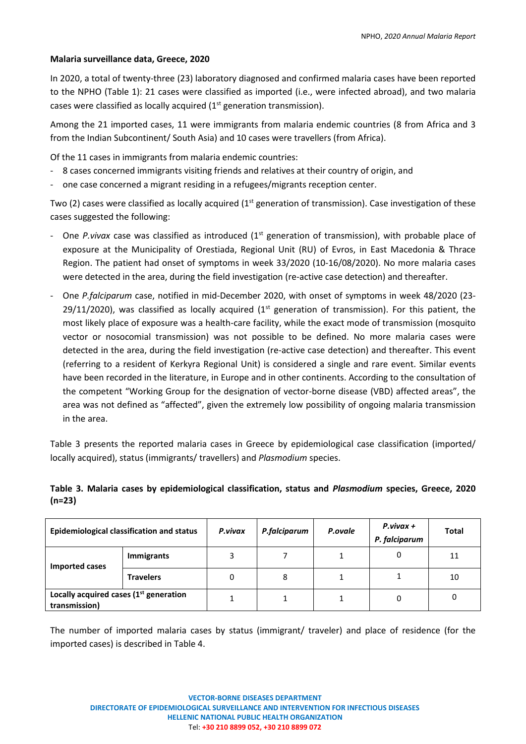**Malaria surveillance data, Greece, 2020**

In 2020, a total of twenty-three (23) laboratory diagnosed and confirmed malaria cases have been reported to the NPHO (Table 1): 21 cases were classified as imported (i.e., were infected abroad), and two malaria cases were classified as locally acquired (1st generation transmission).

Among the 21 imported cases, 11 were immigrants from malaria endemic countries (8 from Africa and 3 from the Indian Subcontinent/ South Asia) and 10 cases were travellers (from Africa).

Of the 11 cases in immigrants from malaria endemic countries:

- 8 cases concerned immigrants visiting friends and relatives at their country of origin, and
- one case concerned a migrant residing in a refugees/migrants reception center.

Two (2) cases were classified as locally acquired (1st generation of transmission). Case investigation of these cases suggested the following:

- One *P.vivax* case was classified as introduced (1st generation of transmission), with probable place of exposure at the Municipality of Orestiada, Regional Unit (RU) of Evros, in East Macedonia & Thrace Region. The patient had onset of symptoms in week 33/2020 (10-16/08/2020). No more malaria cases were detected in the area, during the field investigation (re-active case detection) and thereafter.
- One *P.falciparum* case, notified in mid-December 2020, with onset of symptoms in week 48/2020 (23-29/11/2020), was classified as locally acquired (1st generation of transmission). For this patient, the most likely place of exposure was a health-care facility, while the exact mode of transmission (mosquito vector or nosocomial transmission) was not possible to be defined. No more malaria cases were detected in the area, during the field investigation (re-active case detection) and thereafter. This event (referring to a resident of Kerkyra Regional Unit) is considered a single and rare event. Similar events have been recorded in the literature, in Europe and in other continents. According to the consultation of the competent "Working Group for the designation of vector-borne disease (VBD) affected areas", the area was not defined as "affected", given the extremely low possibility of ongoing malaria transmission in the area.

Table 3 presents the reported malaria cases in Greece by epidemiological case classification (imported/ locally acquired), status (immigrants/ travellers) and *Plasmodium* species.

**Table 3. Malaria cases by epidemiological classification, status and *Plasmodium* species, Greece, 2020 (n=23)**

| Epidemiological classification and status | | *P.vivax* | *P.falciparum* | *P.ovale* | *P.vivax + P. falciparum* | Total |
|---|---|---|---|---|---|---|
| Imported cases | Immigrants | 3 | 7 | 1 | 0 | 11 |
| | Travelers | 0 | 8 | 1 | 1 | 10 |
| Locally acquired cases (1st generation transmission) | | 1 | 1 | 1 | 0 | 0 |

The number of imported malaria cases by status (immigrant/ traveler) and place of residence (for the imported cases) is described in Table 4.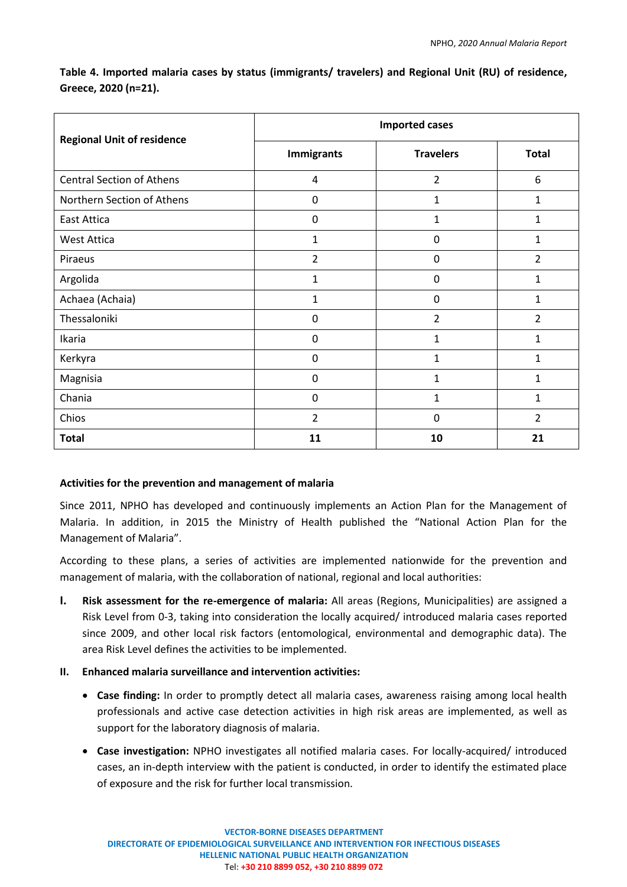**Table 4. Imported malaria cases by status (immigrants/ travelers) and Regional Unit (RU) of residence, Greece, 2020 (n=21).**

| Regional Unit of residence | Imported cases | | |
|---|---|---|---|
| | Immigrants | Travelers | Total |
| Central Section of Athens | 4 | 2 | 6 |
| Northern Section of Athens | 0 | 1 | 1 |
| East Attica | 0 | 1 | 1 |
| West Attica | 1 | 0 | 1 |
| Piraeus | 2 | 0 | 2 |
| Argolida | 1 | 0 | 1 |
| Achaea (Achaia) | 1 | 0 | 1 |
| Thessaloniki | 0 | 2 | 2 |
| Ikaria | 0 | 1 | 1 |
| Kerkyra | 0 | 1 | 1 |
| Magnisia | 0 | 1 | 1 |
| Chania | 0 | 1 | 1 |
| Chios | 2 | 0 | 2 |
| **Total** | **11** | **10** | **21** |

**Activities for the prevention and management of malaria**

Since 2011, NPHO has developed and continuously implements an Action Plan for the Management of Malaria. In addition, in 2015 the Ministry of Health published the "National Action Plan for the Management of Malaria".

According to these plans, a series of activities are implemented nationwide for the prevention and management of malaria, with the collaboration of national, regional and local authorities:

**I. Risk assessment for the re-emergence of malaria:** All areas (Regions, Municipalities) are assigned a Risk Level from 0-3, taking into consideration the locally acquired/ introduced malaria cases reported since 2009, and other local risk factors (entomological, environmental and demographic data). The area Risk Level defines the activities to be implemented.

**II. Enhanced malaria surveillance and intervention activities:**

- **Case finding:** In order to promptly detect all malaria cases, awareness raising among local health professionals and active case detection activities in high risk areas are implemented, as well as support for the laboratory diagnosis of malaria.
- **Case investigation:** NPHO investigates all notified malaria cases. For locally-acquired/ introduced cases, an in-depth interview with the patient is conducted, in order to identify the estimated place of exposure and the risk for further local transmission.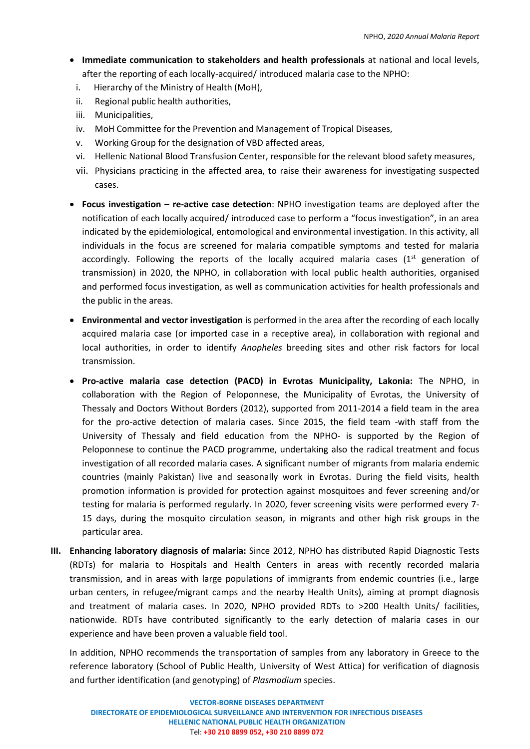- **Immediate communication to stakeholders and health professionals** at national and local levels, after the reporting of each locally-acquired/ introduced malaria case to the NPHO:
  i. Hierarchy of the Ministry of Health (MoH),
  ii. Regional public health authorities,
  iii. Municipalities,
  iv. MoH Committee for the Prevention and Management of Tropical Diseases,
  v. Working Group for the designation of VBD affected areas,
  vi. Hellenic National Blood Transfusion Center, responsible for the relevant blood safety measures,
  vii. Physicians practicing in the affected area, to raise their awareness for investigating suspected cases.

- **Focus investigation – re-active case detection**: NPHO investigation teams are deployed after the notification of each locally acquired/ introduced case to perform a "focus investigation", in an area indicated by the epidemiological, entomological and environmental investigation. In this activity, all individuals in the focus are screened for malaria compatible symptoms and tested for malaria accordingly. Following the reports of the locally acquired malaria cases (1st generation of transmission) in 2020, the NPHO, in collaboration with local public health authorities, organised and performed focus investigation, as well as communication activities for health professionals and the public in the areas.

- **Environmental and vector investigation** is performed in the area after the recording of each locally acquired malaria case (or imported case in a receptive area), in collaboration with regional and local authorities, in order to identify *Anopheles* breeding sites and other risk factors for local transmission.

- **Pro-active malaria case detection (PACD) in Evrotas Municipality, Lakonia:** The NPHO, in collaboration with the Region of Peloponnese, the Municipality of Evrotas, the University of Thessaly and Doctors Without Borders (2012), supported from 2011-2014 a field team in the area for the pro-active detection of malaria cases. Since 2015, the field team -with staff from the University of Thessaly and field education from the NPHO- is supported by the Region of Peloponnese to continue the PACD programme, undertaking also the radical treatment and focus investigation of all recorded malaria cases. A significant number of migrants from malaria endemic countries (mainly Pakistan) live and seasonally work in Evrotas. During the field visits, health promotion information is provided for protection against mosquitoes and fever screening and/or testing for malaria is performed regularly. In 2020, fever screening visits were performed every 7-15 days, during the mosquito circulation season, in migrants and other high risk groups in the particular area.

**III. Enhancing laboratory diagnosis of malaria:** Since 2012, NPHO has distributed Rapid Diagnostic Tests (RDTs) for malaria to Hospitals and Health Centers in areas with recently recorded malaria transmission, and in areas with large populations of immigrants from endemic countries (i.e., large urban centers, in refugee/migrant camps and the nearby Health Units), aiming at prompt diagnosis and treatment of malaria cases. In 2020, NPHO provided RDTs to >200 Health Units/ facilities, nationwide. RDTs have contributed significantly to the early detection of malaria cases in our experience and have been proven a valuable field tool.

In addition, NPHO recommends the transportation of samples from any laboratory in Greece to the reference laboratory (School of Public Health, University of West Attica) for verification of diagnosis and further identification (and genotyping) of *Plasmodium* species.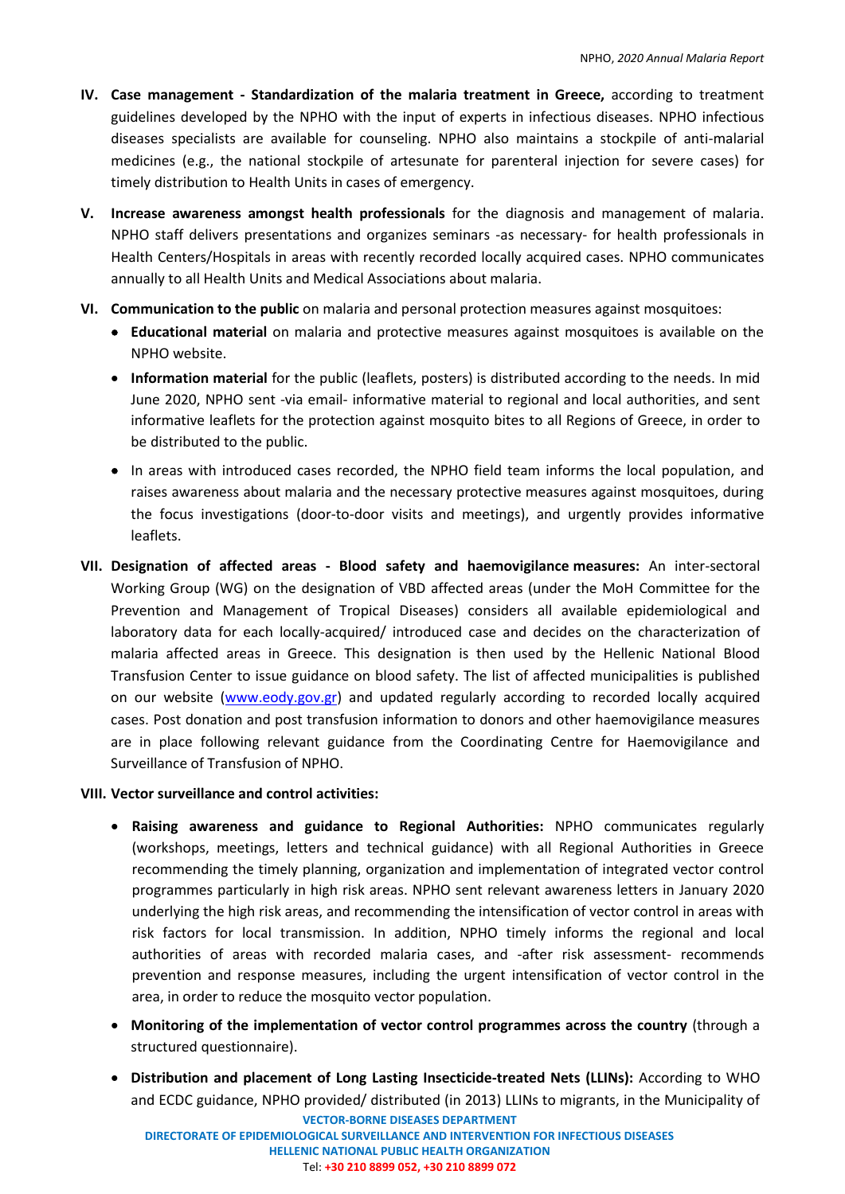IV. **Case management - Standardization of the malaria treatment in Greece,** according to treatment guidelines developed by the NPHO with the input of experts in infectious diseases. NPHO infectious diseases specialists are available for counseling. NPHO also maintains a stockpile of anti-malarial medicines (e.g., the national stockpile of artesunate for parenteral injection for severe cases) for timely distribution to Health Units in cases of emergency.

V. **Increase awareness amongst health professionals** for the diagnosis and management of malaria. NPHO staff delivers presentations and organizes seminars -as necessary- for health professionals in Health Centers/Hospitals in areas with recently recorded locally acquired cases. NPHO communicates annually to all Health Units and Medical Associations about malaria.

VI. **Communication to the public** on malaria and personal protection measures against mosquitoes:

- **Educational material** on malaria and protective measures against mosquitoes is available on the NPHO website.
- **Information material** for the public (leaflets, posters) is distributed according to the needs. In mid June 2020, NPHO sent -via email- informative material to regional and local authorities, and sent informative leaflets for the protection against mosquito bites to all Regions of Greece, in order to be distributed to the public.
- In areas with introduced cases recorded, the NPHO field team informs the local population, and raises awareness about malaria and the necessary protective measures against mosquitoes, during the focus investigations (door-to-door visits and meetings), and urgently provides informative leaflets.

VII. **Designation of affected areas - Blood safety and haemovigilance measures:** An inter-sectoral Working Group (WG) on the designation of VBD affected areas (under the MoH Committee for the Prevention and Management of Tropical Diseases) considers all available epidemiological and laboratory data for each locally-acquired/ introduced case and decides on the characterization of malaria affected areas in Greece. This designation is then used by the Hellenic National Blood Transfusion Center to issue guidance on blood safety. The list of affected municipalities is published on our website (www.eody.gov.gr) and updated regularly according to recorded locally acquired cases. Post donation and post transfusion information to donors and other haemovigilance measures are in place following relevant guidance from the Coordinating Centre for Haemovigilance and Surveillance of Transfusion of NPHO.

VIII. **Vector surveillance and control activities:**

- **Raising awareness and guidance to Regional Authorities:** NPHO communicates regularly (workshops, meetings, letters and technical guidance) with all Regional Authorities in Greece recommending the timely planning, organization and implementation of integrated vector control programmes particularly in high risk areas. NPHO sent relevant awareness letters in January 2020 underlying the high risk areas, and recommending the intensification of vector control in areas with risk factors for local transmission. In addition, NPHO timely informs the regional and local authorities of areas with recorded malaria cases, and -after risk assessment- recommends prevention and response measures, including the urgent intensification of vector control in the area, in order to reduce the mosquito vector population.
- **Monitoring of the implementation of vector control programmes across the country** (through a structured questionnaire).
- **Distribution and placement of Long Lasting Insecticide-treated Nets (LLINs):** According to WHO and ECDC guidance, NPHO provided/ distributed (in 2013) LLINs to migrants, in the Municipality of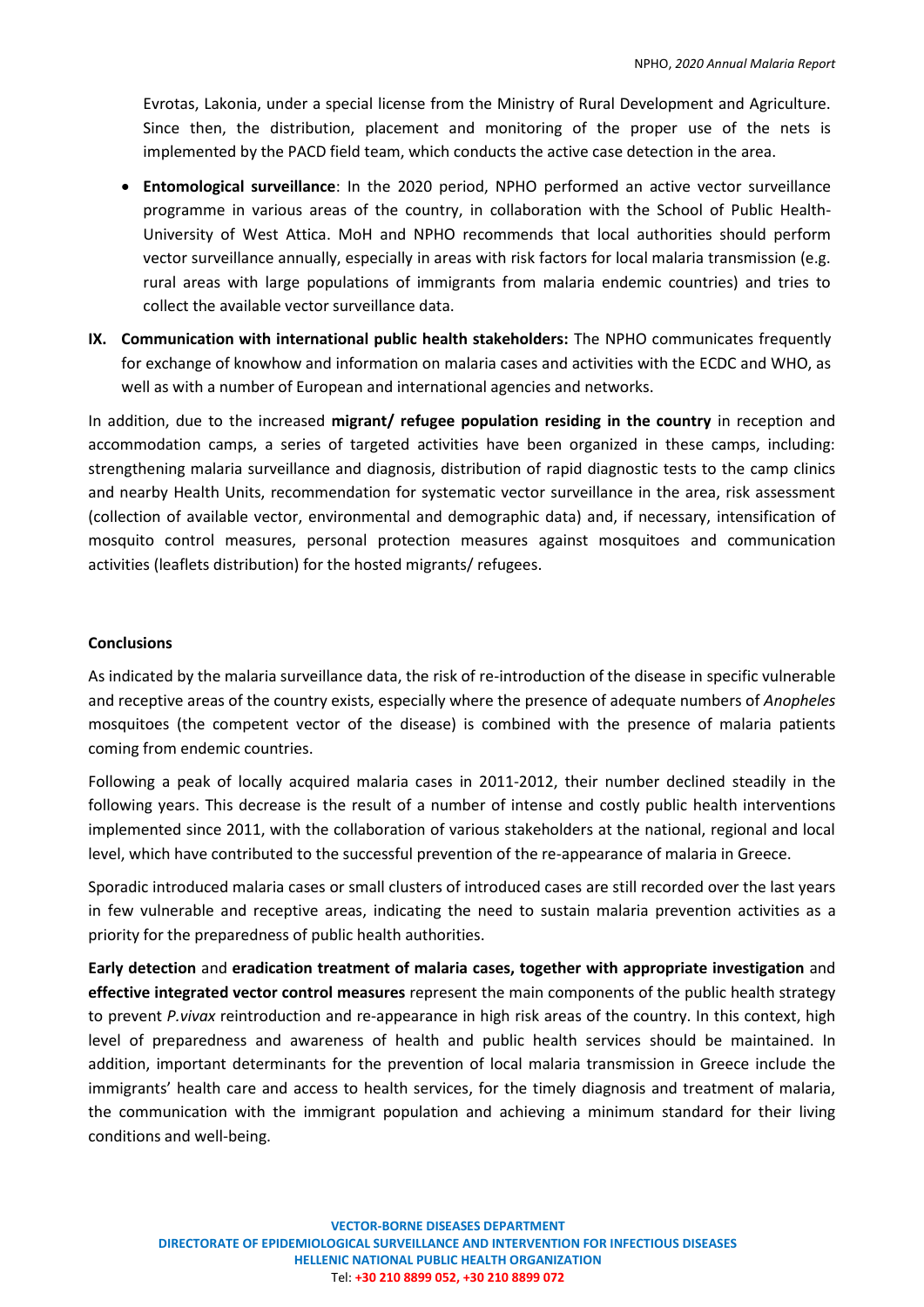Evrotas, Lakonia, under a special license from the Ministry of Rural Development and Agriculture. Since then, the distribution, placement and monitoring of the proper use of the nets is implemented by the PACD field team, which conducts the active case detection in the area.

- **Entomological surveillance**: In the 2020 period, NPHO performed an active vector surveillance programme in various areas of the country, in collaboration with the School of Public Health-University of West Attica. MoH and NPHO recommends that local authorities should perform vector surveillance annually, especially in areas with risk factors for local malaria transmission (e.g. rural areas with large populations of immigrants from malaria endemic countries) and tries to collect the available vector surveillance data.

**IX. Communication with international public health stakeholders:** The NPHO communicates frequently for exchange of knowhow and information on malaria cases and activities with the ECDC and WHO, as well as with a number of European and international agencies and networks.

In addition, due to the increased **migrant/ refugee population residing in the country** in reception and accommodation camps, a series of targeted activities have been organized in these camps, including: strengthening malaria surveillance and diagnosis, distribution of rapid diagnostic tests to the camp clinics and nearby Health Units, recommendation for systematic vector surveillance in the area, risk assessment (collection of available vector, environmental and demographic data) and, if necessary, intensification of mosquito control measures, personal protection measures against mosquitoes and communication activities (leaflets distribution) for the hosted migrants/ refugees.

**Conclusions**

As indicated by the malaria surveillance data, the risk of re-introduction of the disease in specific vulnerable and receptive areas of the country exists, especially where the presence of adequate numbers of *Anopheles* mosquitoes (the competent vector of the disease) is combined with the presence of malaria patients coming from endemic countries.

Following a peak of locally acquired malaria cases in 2011-2012, their number declined steadily in the following years. This decrease is the result of a number of intense and costly public health interventions implemented since 2011, with the collaboration of various stakeholders at the national, regional and local level, which have contributed to the successful prevention of the re-appearance of malaria in Greece.

Sporadic introduced malaria cases or small clusters of introduced cases are still recorded over the last years in few vulnerable and receptive areas, indicating the need to sustain malaria prevention activities as a priority for the preparedness of public health authorities.

**Early detection** and **eradication treatment of malaria cases, together with appropriate investigation** and **effective integrated vector control measures** represent the main components of the public health strategy to prevent *P.vivax* reintroduction and re-appearance in high risk areas of the country. In this context, high level of preparedness and awareness of health and public health services should be maintained. In addition, important determinants for the prevention of local malaria transmission in Greece include the immigrants' health care and access to health services, for the timely diagnosis and treatment of malaria, the communication with the immigrant population and achieving a minimum standard for their living conditions and well-being.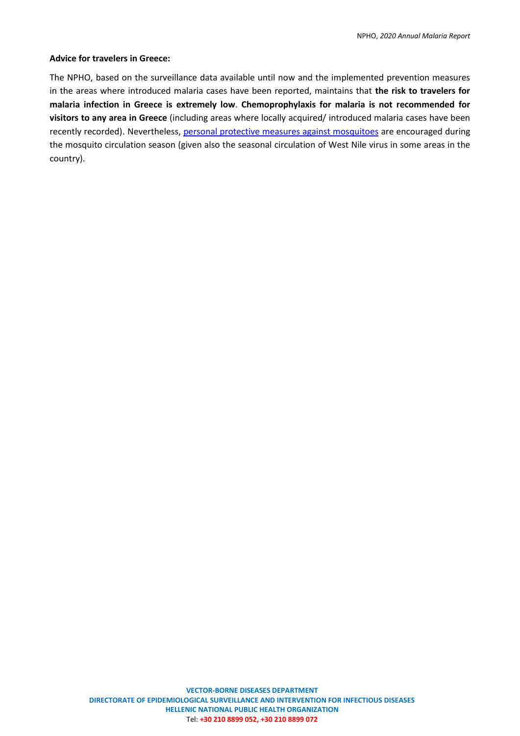**Advice for travelers in Greece:**

The NPHO, based on the surveillance data available until now and the implemented prevention measures in the areas where introduced malaria cases have been reported, maintains that **the risk to travelers for malaria infection in Greece is extremely low**. **Chemoprophylaxis for malaria is not recommended for visitors to any area in Greece** (including areas where locally acquired/ introduced malaria cases have been recently recorded). Nevertheless, personal protective measures against mosquitoes are encouraged during the mosquito circulation season (given also the seasonal circulation of West Nile virus in some areas in the country).